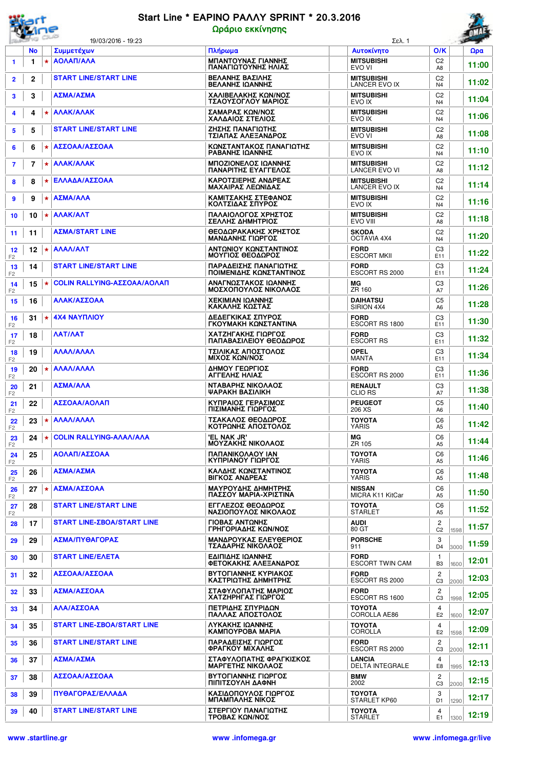# Start Line * ΕΑΡΙΝΟ ΡΑΛΛΥ SPRINT * 20.3.2016

## Ωράριο εκκίνησης

19/03/2016 - 19:23

| | No | | Συμμετέχων | Πλήρωμα | Αυτοκίνητο | Ο/Κ | | Ώρα |
|---|---|---|---|---|---|---|---|---|
| 1 | 1 | * | ΑΟΛΑΠ/ΑΛΑ | ΜΠΑΝΤΟΥΝΑΣ ΓΙΑΝΝΗΣ<br>ΠΑΝΑΓΙΩΤΟΥΝΗΣ ΗΛΙΑΣ | MITSUBISHI<br>EVO VI | C2<br>A8 | | 11:00 |
| 2 | 2 | | START LINE/START LINE | ΒΕΛΑΝΗΣ ΒΑΣΙΛΗΣ<br>ΒΕΛΑΝΗΣ ΙΩΑΝΝΗΣ | MITSUBISHI<br>LANCER EVO IX | C2<br>N4 | | 11:02 |
| 3 | 3 | | ΑΣΜΑ/ΑΣΜΑ | ΧΑΛΙΒΕΛΑΚΗΣ ΚΩΝ/ΝΟΣ<br>ΤΣΑΟΥΣΟΓΛΟΥ ΜΑΡΙΟΣ | MITSUBISHI<br>EVO IX | C2<br>N4 | | 11:04 |
| 4 | 4 | * | ΑΛΑΚ/ΑΛΑΚ | ΣΑΜΑΡΑΣ ΚΩΝ/ΝΟΣ<br>ΧΑΛΔΑΙΟΣ ΣΤΕΛΙΟΣ | MITSUBISHI<br>EVO IX | C2<br>N4 | | 11:06 |
| 5 | 5 | | START LINE/START LINE | ΖΗΣΗΣ ΠΑΝΑΓΙΩΤΗΣ<br>ΤΣΙΑΠΑΣ ΑΛΕΞΑΝΔΡΟΣ | MITSUBISHI<br>EVO VI | C2<br>A8 | | 11:08 |
| 6 | 6 | * | ΑΣΣΟΑΑ/ΑΣΣΟΑΑ | ΚΩΝΣΤΑΝΤΑΚΟΣ ΠΑΝΑΓΙΩΤΗΣ<br>ΡΑΒΑΝΗΣ ΙΩΑΝΝΗΣ | MITSUBISHI<br>EVO IX | C2<br>N4 | | 11:10 |
| 7 | 7 | * | ΑΛΑΚ/ΑΛΑΚ | ΜΠΟΖΙΟΝΕΛΟΣ ΙΩΑΝΝΗΣ<br>ΠΑΝΑΡΙΤΗΣ ΕΥΑΓΓΕΛΟΣ | MITSUBISHI<br>LANCER EVO VI | C2<br>A8 | | 11:12 |
| 8 | 8 | * | ΕΛΛΑΔΑ/ΑΣΣΟΑΑ | ΚΑΡΟΤΣΙΕΡΗΣ ΑΝΔΡΕΑΣ<br>ΜΑΧΑΙΡΑΣ ΛΕΩΝΙΔΑΣ | MITSUBISHI<br>LANCER EVO IX | C2<br>N4 | | 11:14 |
| 9 | 9 | * | ΑΣΜΑ/ΑΛΑ | ΚΑΜΙΤΣΑΚΗΣ ΣΤΕΦΑΝΟΣ<br>ΚΟΛΤΣΙΔΑΣ ΣΠΥΡΟΣ | MITSUBISHI<br>EVO IX | C2<br>N4 | | 11:16 |
| 10 | 10 | * | ΑΛΑΚ/ΑΛΤ | ΠΑΛΑΙΟΛΟΓΟΣ ΧΡΗΣΤΟΣ<br>ΣΕΛΛΗΣ ΔΗΜΗΤΡΙΟΣ | MITSUBISHI<br>EVO VIII | C2<br>A8 | | 11:18 |
| 11 | 11 | | ΑΣΜΑ/START LINE | ΘΕΟΔΩΡΑΚΑΚΗΣ ΧΡΗΣΤΟΣ<br>ΜΑΝΔΑΝΗΣ ΓΙΩΡΓΟΣ | SKODA<br>OCTAVIA 4X4 | C2<br>N4 | | 11:20 |
| 12<br>F2 | 12 | * | ΑΛΑΛ/ΑΛΤ | ΑΝΤΩΝΙΟΥ ΚΩΝΣΤΑΝΤΙΝΟΣ<br>ΜΟΥΓΙΟΣ ΘΕΟΔΩΡΟΣ | FORD<br>ESCORT MKII | C3<br>E11 | | 11:22 |
| 13<br>F2 | 14 | | START LINE/START LINE | ΠΑΡΑΔΕΙΣΗΣ ΠΑΝΑΓΙΩΤΗΣ<br>ΠΟΙΜΕΝΙΔΗΣ ΚΩΝΣΤΑΝΤΙΝΟΣ | FORD<br>ESCORT RS 2000 | C3<br>E11 | | 11:24 |
| 14<br>F2 | 15 | * | COLIN RALLYING-ΑΣΣΟΑΑ/ΑΟΛΑΠ | ΑΝΑΓΝΩΣΤΑΚΟΣ ΙΩΑΝΝΗΣ<br>ΜΟΣΧΟΠΟΥΛΟΣ ΝΙΚΟΛΑΟΣ | MG<br>ZR 160 | C3<br>A7 | | 11:26 |
| 15 | 16 | | ΑΛΑΚ/ΑΣΣΟΑΑ | ΧΕΚΙΜΙΑΝ ΙΩΑΝΝΗΣ<br>ΚΑΚΑΛΗΣ ΚΩΣΤΑΣ | DAIHATSU<br>SIRION 4X4 | C5<br>A6 | | 11:28 |
| 16<br>F2 | 31 | * | 4X4 ΝΑΥΠΛΙΟΥ | ΔΕΔΕΓΚΙΚΑΣ ΣΠΥΡΟΣ<br>ΓΚΟΥΜΑΚΗ ΚΩΝΣΤΑΝΤΙΝΑ | FORD<br>ESCORT RS 1800 | C3<br>E11 | | 11:30 |
| 17<br>F2 | 18 | | ΛΑΤ/ΛΑΤ | ΧΑΤΖΗΓΑΚΗΣ ΓΙΩΡΓΟΣ<br>ΠΑΠΑΒΑΣΙΛΕΙΟΥ ΘΕΟΔΩΡΟΣ | FORD<br>ESCORT RS | C3<br>E11 | | 11:32 |
| 18<br>F2 | 19 | | ΑΛΑΛ/ΑΛΑΛ | ΤΣΙΛΙΚΑΣ ΑΠΟΣΤΟΛΟΣ<br>ΜΙΧΟΣ ΚΩΝ/ΝΟΣ | OPEL<br>MANTA | C3<br>E11 | | 11:34 |
| 19<br>F2 | 20 | * | ΑΛΑΛ/ΑΛΑΛ | ΔΗΜΟΥ ΓΕΩΡΓΙΟΣ<br>ΑΓΓΕΛΗΣ ΗΛΙΑΣ | FORD<br>ESCORT RS 2000 | C3<br>E11 | | 11:36 |
| 20<br>F2 | 21 | | ΑΣΜΑ/ΑΛΑ | ΝΤΑΒΑΡΗΣ ΝΙΚΟΛΑΟΣ<br>ΨΑΡΑΚΗ ΒΑΣΙΛΙΚΗ | RENAULT<br>CLIO RS | C3<br>A7 | | 11:38 |
| 21<br>F2 | 22 | | ΑΣΣΟΑΑ/ΑΟΛΑΠ | ΚΥΠΡΑΙΟΣ ΓΕΡΑΣΙΜΟΣ<br>ΠΙΣΙΜΑΝΗΣ ΓΙΩΡΓΟΣ | PEUGEOT<br>206 XS | C5<br>A6 | | 11:40 |
| 22<br>F2 | 23 | * | ΑΛΑΛ/ΑΛΑΛ | ΤΣΑΚΑΛΟΣ ΘΕΟΔΩΡΟΣ<br>ΚΟΤΡΩΝΗΣ ΑΠΟΣΤΟΛΟΣ | TOYOTA<br>YARIS | C6<br>A5 | | 11:42 |
| 23<br>F2 | 24 | * | COLIN RALLYING-ΑΛΑΛ/ΑΛΑ | 'EL NAK JR'<br>ΜΟΥΖΑΚΗΣ ΝΙΚΟΛΑΟΣ | MG<br>ZR 105 | C6<br>A5 | | 11:44 |
| 24<br>F2 | 25 | | ΑΟΛΑΠ/ΑΣΣΟΑΑ | ΠΑΠΑΝΙΚΟΛΑΟΥ ΙΑΝ<br>ΚΥΠΡΙΑΝΟΥ ΓΙΩΡΓΟΣ | TOYOTA<br>YARIS | C6<br>A5 | | 11:46 |
| 25<br>F2 | 26 | | ΑΣΜΑ/ΑΣΜΑ | ΚΑΛΑΗΣ ΚΩΝΣΤΑΝΤΙΝΟΣ<br>ΒΙΓΚΟΣ ΑΝΔΡΕΑΣ | TOYOTA<br>YARIS | C6<br>A5 | | 11:48 |
| 26<br>F2 | 27 | * | ΑΣΜΑ/ΑΣΣΟΑΑ | ΜΑΥΡΟΥΔΗΣ ΔΗΜΗΤΡΗΣ<br>ΠΑΣΣΟΥ ΜΑΡΙΑ-ΧΡΙΣΤΙΝΑ | NISSAN<br>MICRA K11 KitCar | C6<br>A5 | | 11:50 |
| 27<br>F2 | 28 | | START LINE/START LINE | ΕΓΓΛΕΖΟΣ ΘΕΟΔΩΡΟΣ<br>ΝΑΣΙΟΠΟΥΛΟΣ ΝΙΚΟΛΑΟΣ | TOYOTA<br>STARLET | C6<br>A5 | | 11:52 |
| 28 | 17 | | START LINE-ΣΒΟΑ/START LINE | ΓΙΟΒΑΣ ΑΝΤΩΝΗΣ<br>ΓΡΗΓΟΡΙΑΔΗΣ ΚΩΝ/ΝΟΣ | AUDI<br>80 GT | 2<br>C2 | 1598 | 11:57 |
| 29 | 29 | | ΑΣΜΑ/ΠΥΘΑΓΟΡΑΣ | ΜΑΝΔΡΟΥΚΑΣ ΕΛΕΥΘΕΡΙΟΣ<br>ΤΣΑΔΑΡΗΣ ΝΙΚΟΛΑΟΣ | PORSCHE<br>911 | 3<br>D4 | 3000 | 11:59 |
| 30 | 30 | | START LINE/ΕΛΕΤΑ | ΕΔΙΠΙΔΗΣ ΙΩΑΝΝΗΣ<br>ΦΕΤΟΚΑΚΗΣ ΑΛΕΞΑΝΔΡΟΣ | FORD<br>ESCORT TWIN CAM | 1<br>B3 | 1600 | 12:01 |
| 31 | 32 | | ΑΣΣΟΑΑ/ΑΣΣΟΑΑ | ΒΥΤΟΓΙΑΝΝΗΣ ΚΥΡΙΑΚΟΣ<br>ΚΑΣΤΡΙΩΤΗΣ ΔΗΜΗΤΡΗΣ | FORD<br>ESCORT RS 2000 | 2<br>C3 | 2000 | 12:03 |
| 32 | 33 | | ΑΣΜΑ/ΑΣΣΟΑΑ | ΣΤΑΦΥΛΟΠΑΤΗΣ ΜΑΡΙΟΣ<br>ΧΑΤΖΗΡΗΓΑΣ ΓΙΩΡΓΟΣ | FORD<br>ESCORT RS 1600 | 2<br>C3 | 1998 | 12:05 |
| 33 | 34 | | ΑΛΑ/ΑΣΣΟΑΑ | ΠΕΤΡΙΔΗΣ ΣΠΥΡΙΔΩΝ<br>ΠΑΛΛΑΣ ΑΠΟΣΤΟΛΟΣ | TOYOTA<br>COROLLA AE86 | 4<br>E2 | 1600 | 12:07 |
| 34 | 35 | | START LINE-ΣΒΟΑ/START LINE | ΛΥΚΑΚΗΣ ΙΩΑΝΝΗΣ<br>ΚΑΜΠΟΥΡΟΒΑ ΜΑΡΙΑ | TOYOTA<br>COROLLA | 4<br>E2 | 1598 | 12:09 |
| 35 | 36 | | START LINE/START LINE | ΠΑΡΑΔΕΙΣΗΣ ΓΙΩΡΓΟΣ<br>ΦΡΑΓΚΟΥ ΜΙΧΑΛΗΣ | FORD<br>ESCORT RS 2000 | 2<br>C3 | 2000 | 12:11 |
| 36 | 37 | | ΑΣΜΑ/ΑΣΜΑ | ΣΤΑΦΥΛΟΠΑΤΗΣ ΦΡΑΓΚΙΣΚΟΣ<br>ΜΑΡΓΕΤΗΣ ΝΙΚΟΛΑΟΣ | LANCIA<br>DELTA INTEGRALE | 4<br>E8 | 1995 | 12:13 |
| 37 | 38 | | ΑΣΣΟΑΑ/ΑΣΣΟΑΑ | ΒΥΤΟΓΙΑΝΝΗΣ ΓΙΩΡΓΟΣ<br>ΠΙΠΙΤΣΟΥΛΗ ΔΑΦΝΗ | BMW<br>2002 | 2<br>C3 | 2000 | 12:15 |
| 38 | 39 | | ΠΥΘΑΓΟΡΑΣ/ΕΛΛΑΔΑ | ΚΑΣΙΔΟΠΟΥΛΟΣ ΓΙΩΡΓΟΣ<br>ΜΠΑΜΠΑΛΗΣ ΝΙΚΟΣ | TOYOTA<br>STARLET KP60 | 3<br>D1 | 1290 | 12:17 |
| 39 | 40 | | START LINE/START LINE | ΣΤΕΡΓΙΟΥ ΠΑΝΑΓΙΩΤΗΣ<br>ΤΡΟΒΑΣ ΚΩΝ/ΝΟΣ | TOYOTA<br>STARLET | 4<br>E1 | 1300 | 12:19 |

www .startline.gr | www .infomega.gr | www .infomega.gr/live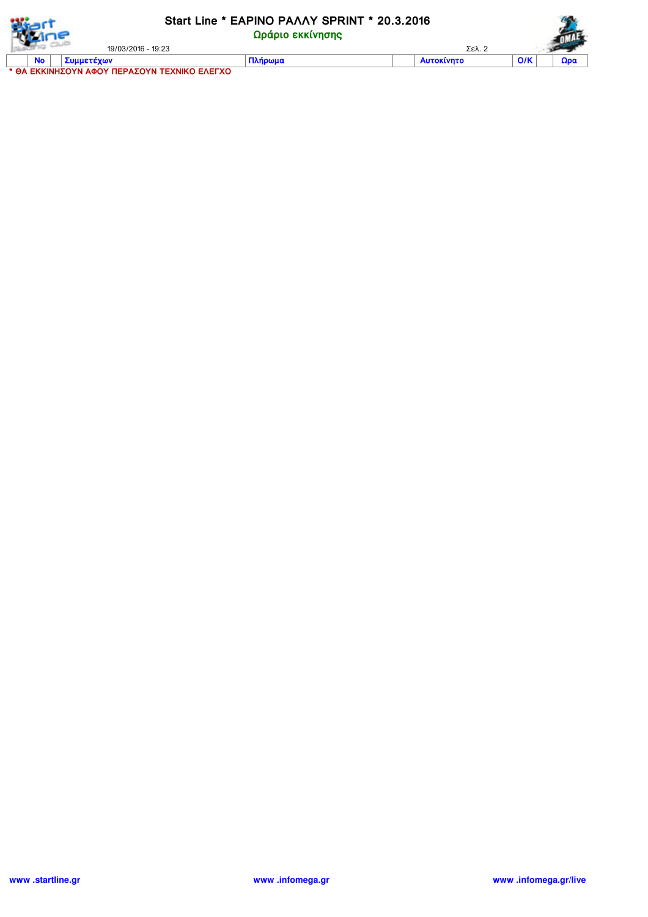| | No | | Συμμετέχων | Πλήρωμα | | Αυτοκίνητο | Ο/Κ | | Ωρα |
|---|---|---|---|---|---|---|---|---|---|

**\* ΘΑ ΕΚΚΙΝΗΣΟΥΝ ΑΦΟΥ ΠΕΡΑΣΟΥΝ ΤΕΧΝΙΚΟ ΕΛΕΓΧΟ**